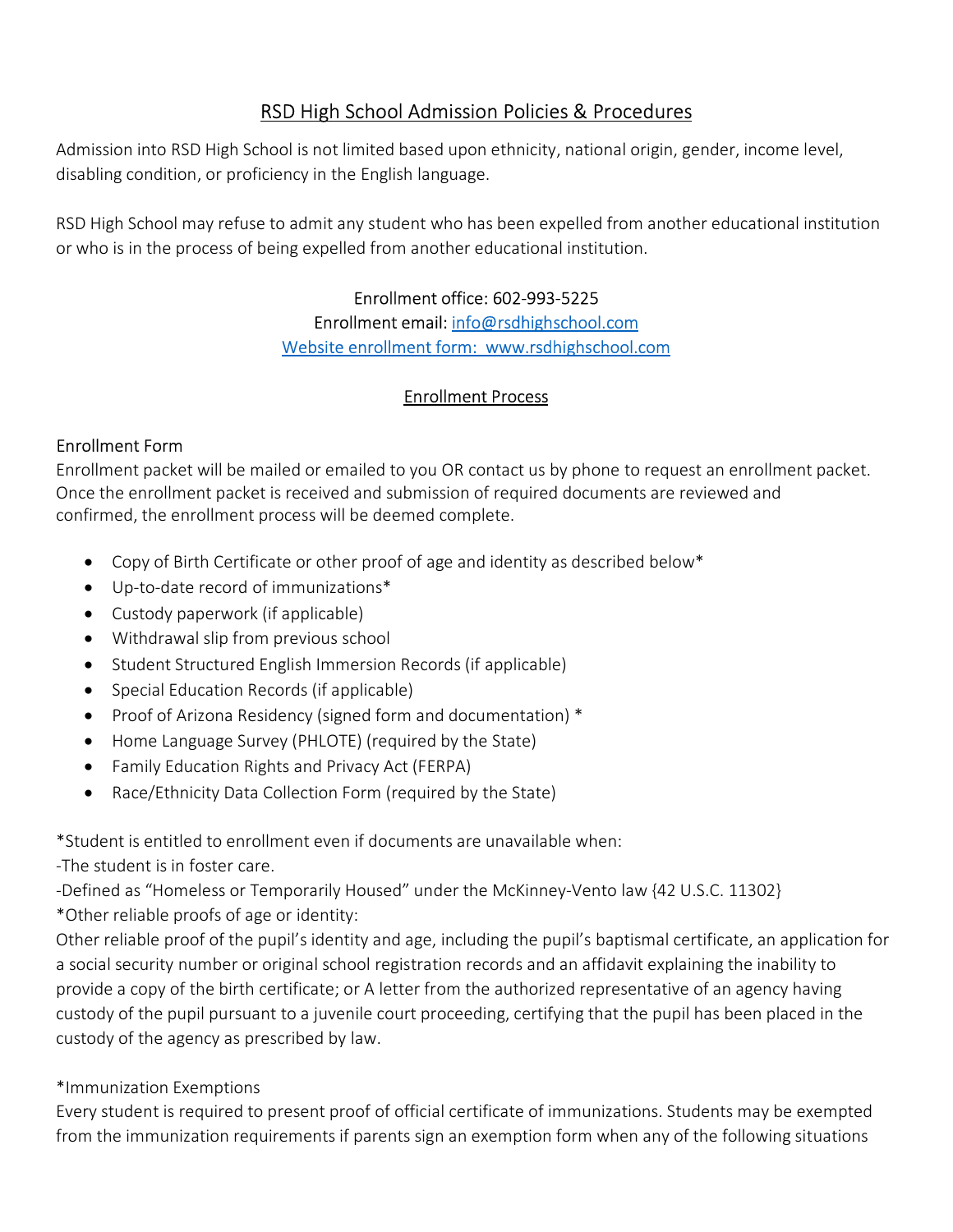# RSD High School Admission Policies & Procedures

Admission into RSD High School is not limited based upon ethnicity, national origin, gender, income level, disabling condition, or proficiency in the English language.

RSD High School may refuse to admit any student who has been expelled from another educational institution or who is in the process of being expelled from another educational institution.

Enrollment office: 602-993-5225
Enrollment email: info@rsdhighschool.com
Website enrollment form: www.rsdhighschool.com

## Enrollment Process

### Enrollment Form

Enrollment packet will be mailed or emailed to you OR contact us by phone to request an enrollment packet. Once the enrollment packet is received and submission of required documents are reviewed and confirmed, the enrollment process will be deemed complete.

- Copy of Birth Certificate or other proof of age and identity as described below*
- Up-to-date record of immunizations*
- Custody paperwork (if applicable)
- Withdrawal slip from previous school
- Student Structured English Immersion Records (if applicable)
- Special Education Records (if applicable)
- Proof of Arizona Residency (signed form and documentation) *
- Home Language Survey (PHLOTE) (required by the State)
- Family Education Rights and Privacy Act (FERPA)
- Race/Ethnicity Data Collection Form (required by the State)

*Student is entitled to enrollment even if documents are unavailable when:
-The student is in foster care.
-Defined as "Homeless or Temporarily Housed" under the McKinney-Vento law {42 U.S.C. 11302}
*Other reliable proofs of age or identity:
Other reliable proof of the pupil's identity and age, including the pupil's baptismal certificate, an application for a social security number or original school registration records and an affidavit explaining the inability to provide a copy of the birth certificate; or A letter from the authorized representative of an agency having custody of the pupil pursuant to a juvenile court proceeding, certifying that the pupil has been placed in the custody of the agency as prescribed by law.

### *Immunization Exemptions

Every student is required to present proof of official certificate of immunizations. Students may be exempted from the immunization requirements if parents sign an exemption form when any of the following situations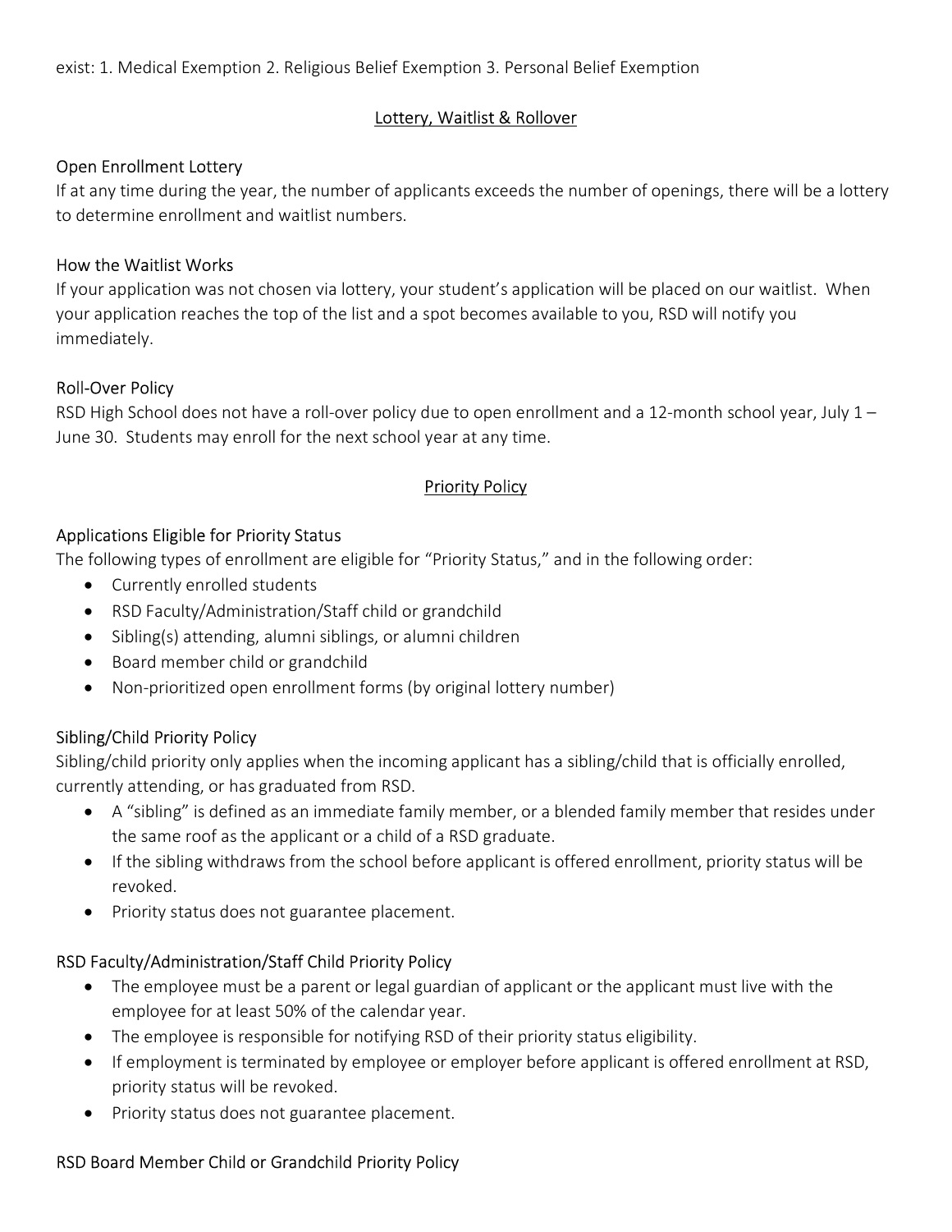exist: 1. Medical Exemption 2. Religious Belief Exemption 3. Personal Belief Exemption

## Lottery, Waitlist & Rollover

### Open Enrollment Lottery

If at any time during the year, the number of applicants exceeds the number of openings, there will be a lottery to determine enrollment and waitlist numbers.

### How the Waitlist Works

If your application was not chosen via lottery, your student's application will be placed on our waitlist. When your application reaches the top of the list and a spot becomes available to you, RSD will notify you immediately.

### Roll-Over Policy

RSD High School does not have a roll-over policy due to open enrollment and a 12-month school year, July 1 – June 30. Students may enroll for the next school year at any time.

## Priority Policy

### Applications Eligible for Priority Status

The following types of enrollment are eligible for "Priority Status," and in the following order:

- Currently enrolled students
- RSD Faculty/Administration/Staff child or grandchild
- Sibling(s) attending, alumni siblings, or alumni children
- Board member child or grandchild
- Non-prioritized open enrollment forms (by original lottery number)

### Sibling/Child Priority Policy

Sibling/child priority only applies when the incoming applicant has a sibling/child that is officially enrolled, currently attending, or has graduated from RSD.

- A "sibling" is defined as an immediate family member, or a blended family member that resides under the same roof as the applicant or a child of a RSD graduate.
- If the sibling withdraws from the school before applicant is offered enrollment, priority status will be revoked.
- Priority status does not guarantee placement.

### RSD Faculty/Administration/Staff Child Priority Policy

- The employee must be a parent or legal guardian of applicant or the applicant must live with the employee for at least 50% of the calendar year.
- The employee is responsible for notifying RSD of their priority status eligibility.
- If employment is terminated by employee or employer before applicant is offered enrollment at RSD, priority status will be revoked.
- Priority status does not guarantee placement.

### RSD Board Member Child or Grandchild Priority Policy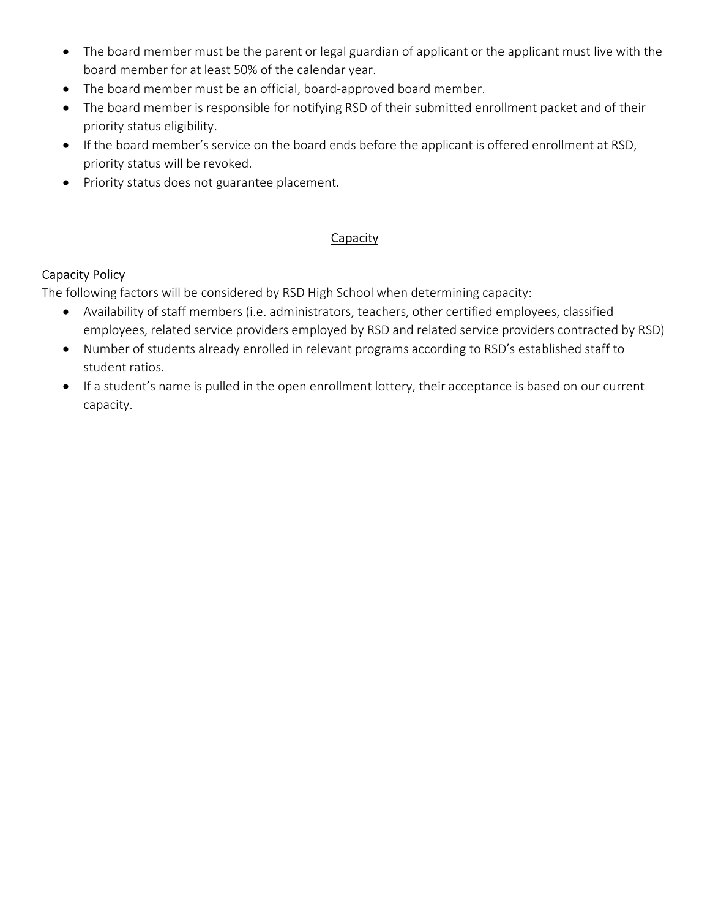- The board member must be the parent or legal guardian of applicant or the applicant must live with the board member for at least 50% of the calendar year.
- The board member must be an official, board-approved board member.
- The board member is responsible for notifying RSD of their submitted enrollment packet and of their priority status eligibility.
- If the board member's service on the board ends before the applicant is offered enrollment at RSD, priority status will be revoked.
- Priority status does not guarantee placement.

## Capacity

### Capacity Policy

The following factors will be considered by RSD High School when determining capacity:

- Availability of staff members (i.e. administrators, teachers, other certified employees, classified employees, related service providers employed by RSD and related service providers contracted by RSD)
- Number of students already enrolled in relevant programs according to RSD's established staff to student ratios.
- If a student's name is pulled in the open enrollment lottery, their acceptance is based on our current capacity.